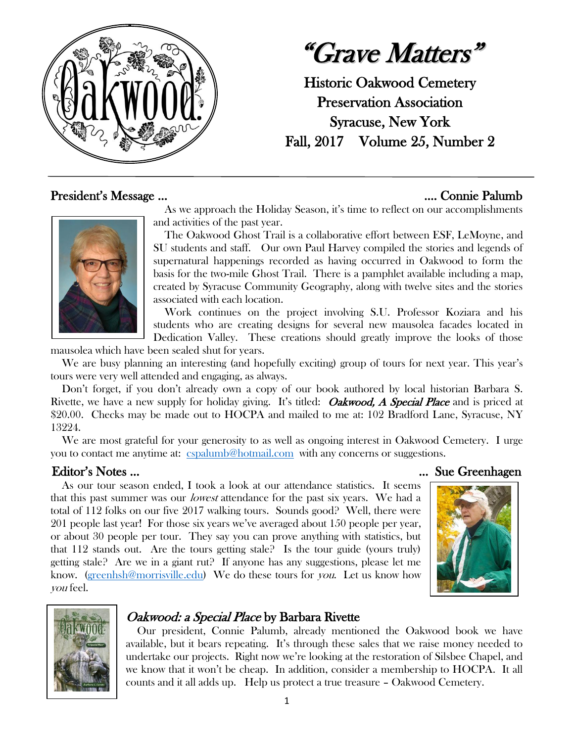# *"Grave Matters"*

Historic Oakwood Cemetery
Preservation Association
Syracuse, New York
Fall, 2017 Volume 25, Number 2

## President's Message … …. Connie Palumb

As we approach the Holiday Season, it's time to reflect on our accomplishments and activities of the past year.

The Oakwood Ghost Trail is a collaborative effort between ESF, LeMoyne, and SU students and staff. Our own Paul Harvey compiled the stories and legends of supernatural happenings recorded as having occurred in Oakwood to form the basis for the two-mile Ghost Trail. There is a pamphlet available including a map, created by Syracuse Community Geography, along with twelve sites and the stories associated with each location.

Work continues on the project involving S.U. Professor Koziara and his students who are creating designs for several new mausolea facades located in Dedication Valley. These creations should greatly improve the looks of those mausolea which have been sealed shut for years.

We are busy planning an interesting (and hopefully exciting) group of tours for next year. This year's tours were very well attended and engaging, as always.

Don't forget, if you don't already own a copy of our book authored by local historian Barbara S. Rivette, we have a new supply for holiday giving. It's titled: ***Oakwood, A Special Place*** and is priced at $20.00. Checks may be made out to HOCPA and mailed to me at: 102 Bradford Lane, Syracuse, NY 13224.

We are most grateful for your generosity to as well as ongoing interest in Oakwood Cemetery. I urge you to contact me anytime at: cspalumb@hotmail.com with any concerns or suggestions.

## Editor's Notes … … Sue Greenhagen

As our tour season ended, I took a look at our attendance statistics. It seems that this past summer was our *lowest* attendance for the past six years. We had a total of 112 folks on our five 2017 walking tours. Sounds good? Well, there were 201 people last year! For those six years we've averaged about 150 people per year, or about 30 people per tour. They say you can prove anything with statistics, but that 112 stands out. Are the tours getting stale? Is the tour guide (yours truly) getting stale? Are we in a giant rut? If anyone has any suggestions, please let me know. (greenhsh@morrisville.edu) We do these tours for *you*. Let us know how *you* feel.

## *Oakwood: a Special Place* by Barbara Rivette

Our president, Connie Palumb, already mentioned the Oakwood book we have available, but it bears repeating. It's through these sales that we raise money needed to undertake our projects. Right now we're looking at the restoration of Silsbee Chapel, and we know that it won't be cheap. In addition, consider a membership to HOCPA. It all counts and it all adds up. Help us protect a true treasure – Oakwood Cemetery.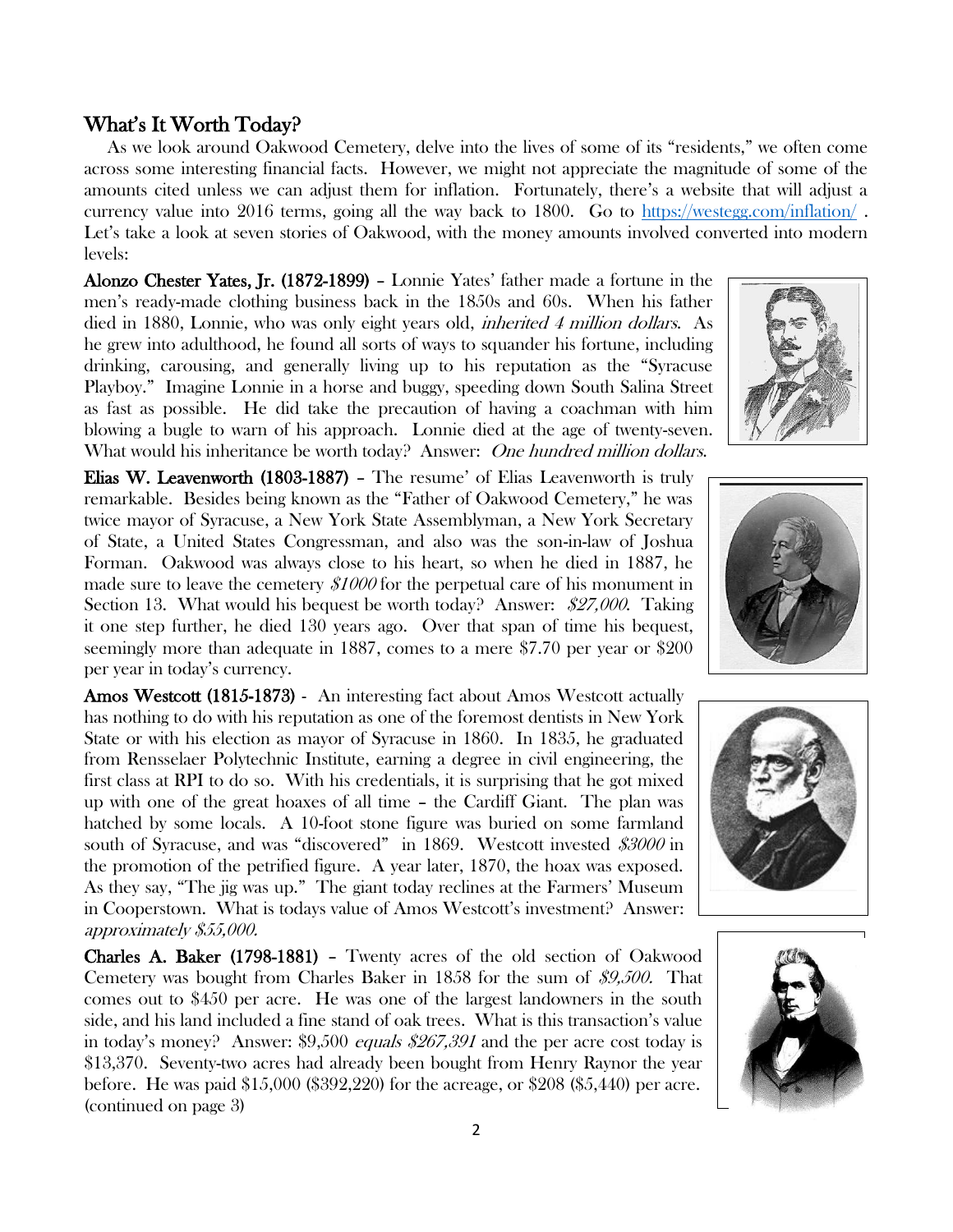## What's It Worth Today?

As we look around Oakwood Cemetery, delve into the lives of some of its "residents," we often come across some interesting financial facts. However, we might not appreciate the magnitude of some of the amounts cited unless we can adjust them for inflation. Fortunately, there's a website that will adjust a currency value into 2016 terms, going all the way back to 1800. Go to https://westegg.com/inflation/ . Let's take a look at seven stories of Oakwood, with the money amounts involved converted into modern levels:

**Alonzo Chester Yates, Jr. (1872-1899)** – Lonnie Yates' father made a fortune in the men's ready-made clothing business back in the 1850s and 60s. When his father died in 1880, Lonnie, who was only eight years old, *inherited 4 million dollars*. As he grew into adulthood, he found all sorts of ways to squander his fortune, including drinking, carousing, and generally living up to his reputation as the "Syracuse Playboy." Imagine Lonnie in a horse and buggy, speeding down South Salina Street as fast as possible. He did take the precaution of having a coachman with him blowing a bugle to warn of his approach. Lonnie died at the age of twenty-seven. What would his inheritance be worth today? Answer: *One hundred million dollars*.

**Elias W. Leavenworth (1803-1887)** – The resume' of Elias Leavenworth is truly remarkable. Besides being known as the "Father of Oakwood Cemetery," he was twice mayor of Syracuse, a New York State Assemblyman, a New York Secretary of State, a United States Congressman, and also was the son-in-law of Joshua Forman. Oakwood was always close to his heart, so when he died in 1887, he made sure to leave the cemetery *$1000* for the perpetual care of his monument in Section 13. What would his bequest be worth today? Answer: *$27,000*. Taking it one step further, he died 130 years ago. Over that span of time his bequest, seemingly more than adequate in 1887, comes to a mere $7.70 per year or $200 per year in today's currency.

**Amos Westcott (1815-1873)** - An interesting fact about Amos Westcott actually has nothing to do with his reputation as one of the foremost dentists in New York State or with his election as mayor of Syracuse in 1860. In 1835, he graduated from Rensselaer Polytechnic Institute, earning a degree in civil engineering, the first class at RPI to do so. With his credentials, it is surprising that he got mixed up with one of the great hoaxes of all time – the Cardiff Giant. The plan was hatched by some locals. A 10-foot stone figure was buried on some farmland south of Syracuse, and was "discovered" in 1869. Westcott invested *$3000* in the promotion of the petrified figure. A year later, 1870, the hoax was exposed. As they say, "The jig was up." The giant today reclines at the Farmers' Museum in Cooperstown. What is todays value of Amos Westcott's investment? Answer: *approximately $55,000.*

**Charles A. Baker (1798-1881)** – Twenty acres of the old section of Oakwood Cemetery was bought from Charles Baker in 1858 for the sum of *$9,500*. That comes out to $450 per acre. He was one of the largest landowners in the south side, and his land included a fine stand of oak trees. What is this transaction's value in today's money? Answer: $9,500 *equals $267,391* and the per acre cost today is $13,370. Seventy-two acres had already been bought from Henry Raynor the year before. He was paid $15,000 ($392,220) for the acreage, or $208 ($5,440) per acre. (continued on page 3)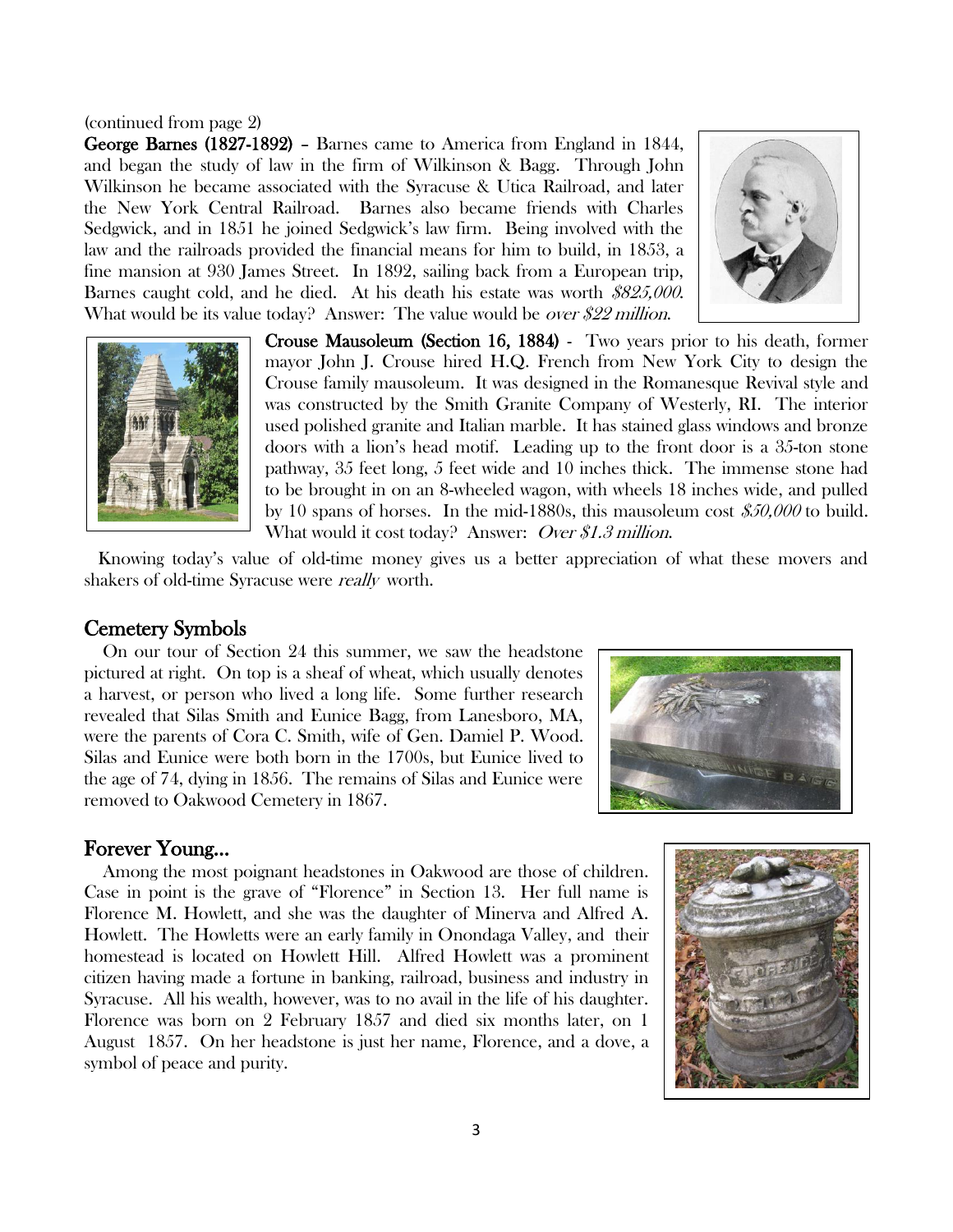(continued from page 2)

**George Barnes (1827-1892)** – Barnes came to America from England in 1844, and began the study of law in the firm of Wilkinson & Bagg. Through John Wilkinson he became associated with the Syracuse & Utica Railroad, and later the New York Central Railroad. Barnes also became friends with Charles Sedgwick, and in 1851 he joined Sedgwick's law firm. Being involved with the law and the railroads provided the financial means for him to build, in 1853, a fine mansion at 930 James Street. In 1892, sailing back from a European trip, Barnes caught cold, and he died. At his death his estate was worth *$825,000*. What would be its value today? Answer: The value would be *over $22 million*.

**Crouse Mausoleum (Section 16, 1884)** - Two years prior to his death, former mayor John J. Crouse hired H.Q. French from New York City to design the Crouse family mausoleum. It was designed in the Romanesque Revival style and was constructed by the Smith Granite Company of Westerly, RI. The interior used polished granite and Italian marble. It has stained glass windows and bronze doors with a lion's head motif. Leading up to the front door is a 35-ton stone pathway, 35 feet long, 5 feet wide and 10 inches thick. The immense stone had to be brought in on an 8-wheeled wagon, with wheels 18 inches wide, and pulled by 10 spans of horses. In the mid-1880s, this mausoleum cost *$50,000* to build. What would it cost today? Answer: *Over $1.3 million*.

Knowing today's value of old-time money gives us a better appreciation of what these movers and shakers of old-time Syracuse were *really* worth.

## Cemetery Symbols

On our tour of Section 24 this summer, we saw the headstone pictured at right. On top is a sheaf of wheat, which usually denotes a harvest, or person who lived a long life. Some further research revealed that Silas Smith and Eunice Bagg, from Lanesboro, MA, were the parents of Cora C. Smith, wife of Gen. Damiel P. Wood. Silas and Eunice were both born in the 1700s, but Eunice lived to the age of 74, dying in 1856. The remains of Silas and Eunice were removed to Oakwood Cemetery in 1867.

## Forever Young...

Among the most poignant headstones in Oakwood are those of children. Case in point is the grave of "Florence" in Section 13. Her full name is Florence M. Howlett, and she was the daughter of Minerva and Alfred A. Howlett. The Howletts were an early family in Onondaga Valley, and their homestead is located on Howlett Hill. Alfred Howlett was a prominent citizen having made a fortune in banking, railroad, business and industry in Syracuse. All his wealth, however, was to no avail in the life of his daughter. Florence was born on 2 February 1857 and died six months later, on 1 August 1857. On her headstone is just her name, Florence, and a dove, a symbol of peace and purity.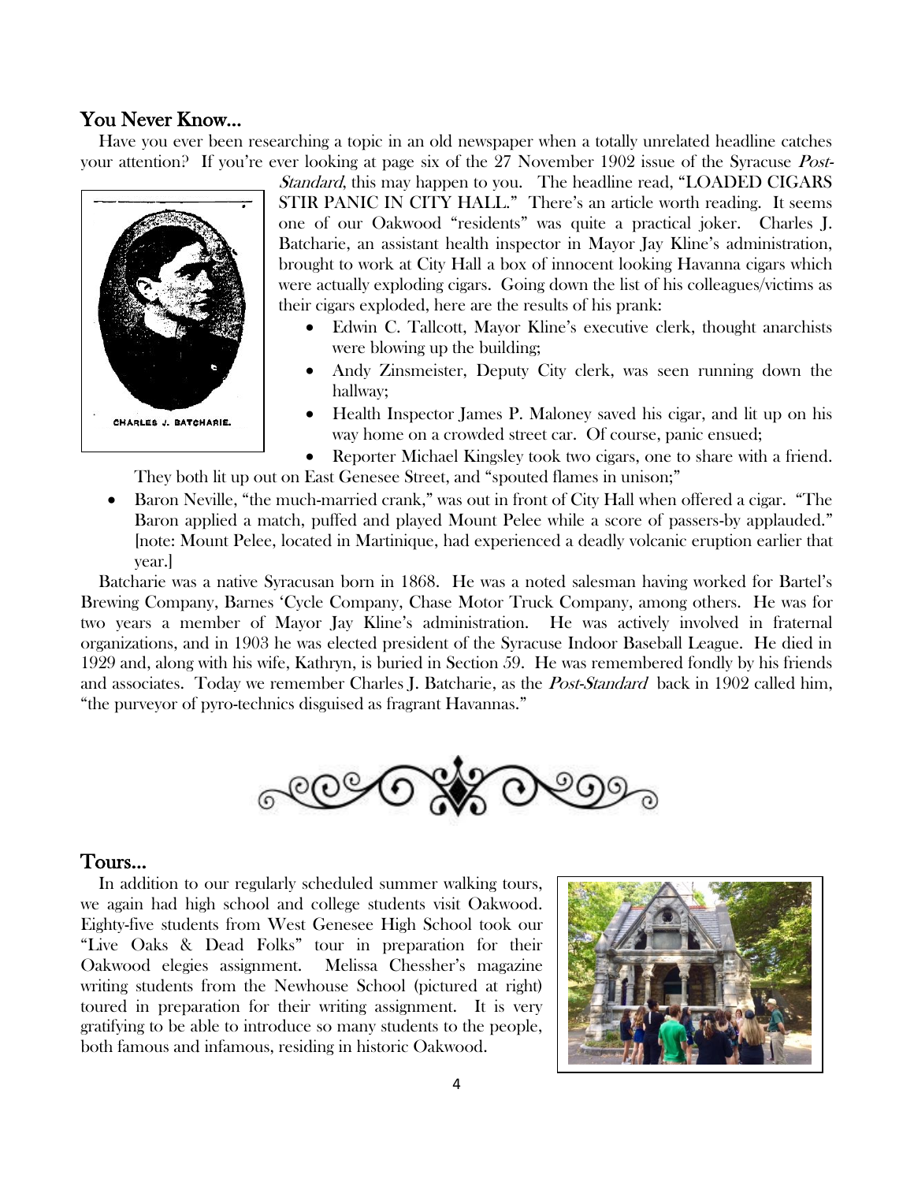## You Never Know…

Have you ever been researching a topic in an old newspaper when a totally unrelated headline catches your attention? If you're ever looking at page six of the 27 November 1902 issue of the Syracuse *Post-Standard*, this may happen to you. The headline read, "LOADED CIGARS STIR PANIC IN CITY HALL." There's an article worth reading. It seems one of our Oakwood "residents" was quite a practical joker. Charles J. Batcharie, an assistant health inspector in Mayor Jay Kline's administration, brought to work at City Hall a box of innocent looking Havanna cigars which were actually exploding cigars. Going down the list of his colleagues/victims as their cigars exploded, here are the results of his prank:

CHARLES J. BATCHARIE.

- Edwin C. Tallcott, Mayor Kline's executive clerk, thought anarchists were blowing up the building;
- Andy Zinsmeister, Deputy City clerk, was seen running down the hallway;
- Health Inspector James P. Maloney saved his cigar, and lit up on his way home on a crowded street car. Of course, panic ensued;
- Reporter Michael Kingsley took two cigars, one to share with a friend. They both lit up out on East Genesee Street, and "spouted flames in unison;"
- Baron Neville, "the much-married crank," was out in front of City Hall when offered a cigar. "The Baron applied a match, puffed and played Mount Pelee while a score of passers-by applauded." [note: Mount Pelee, located in Martinique, had experienced a deadly volcanic eruption earlier that year.]

Batcharie was a native Syracusan born in 1868. He was a noted salesman having worked for Bartel's Brewing Company, Barnes 'Cycle Company, Chase Motor Truck Company, among others. He was for two years a member of Mayor Jay Kline's administration. He was actively involved in fraternal organizations, and in 1903 he was elected president of the Syracuse Indoor Baseball League. He died in 1929 and, along with his wife, Kathryn, is buried in Section 59. He was remembered fondly by his friends and associates. Today we remember Charles J. Batcharie, as the *Post-Standard* back in 1902 called him, "the purveyor of pyro-technics disguised as fragrant Havannas."

## Tours…

In addition to our regularly scheduled summer walking tours, we again had high school and college students visit Oakwood. Eighty-five students from West Genesee High School took our "Live Oaks & Dead Folks" tour in preparation for their Oakwood elegies assignment. Melissa Chessher's magazine writing students from the Newhouse School (pictured at right) toured in preparation for their writing assignment. It is very gratifying to be able to introduce so many students to the people, both famous and infamous, residing in historic Oakwood.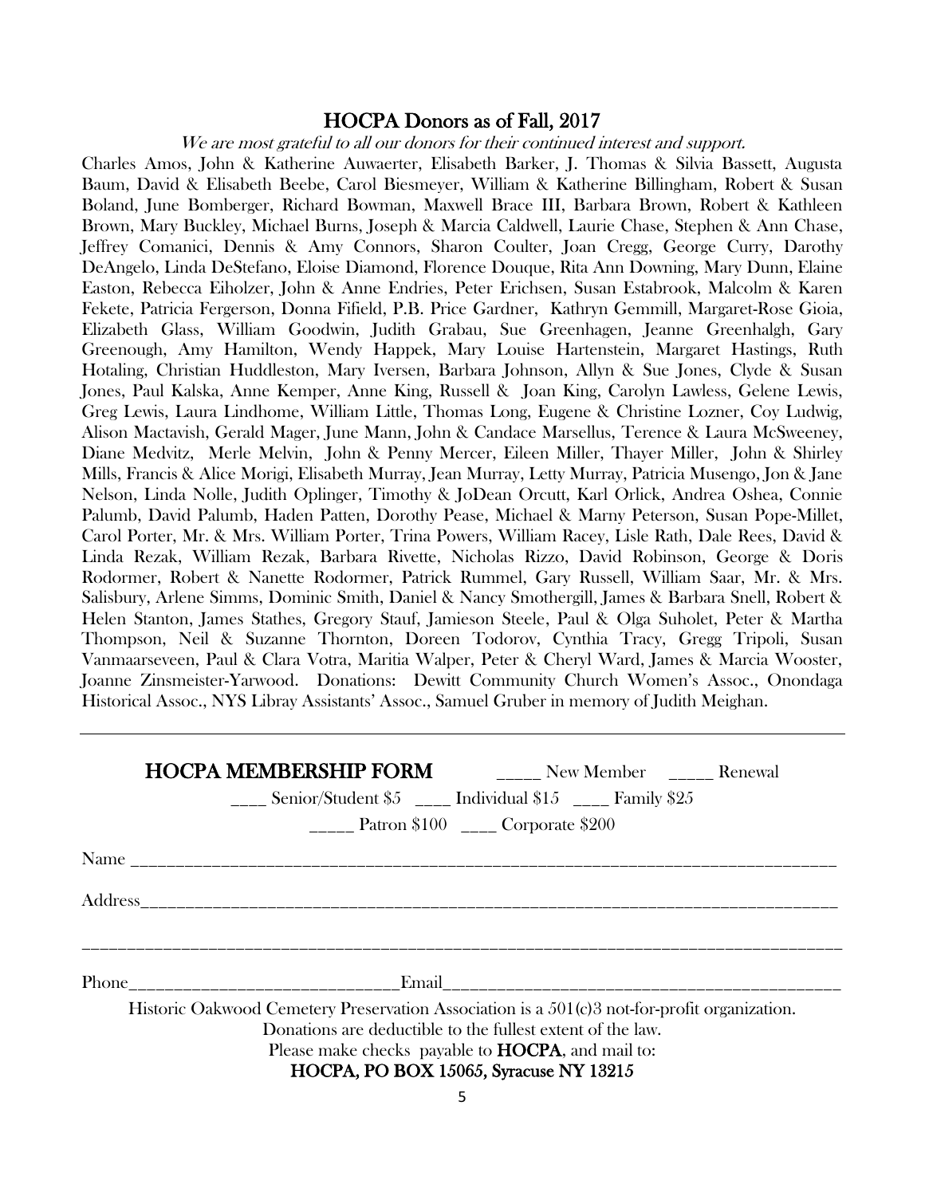## HOCPA Donors as of Fall, 2017

*We are most grateful to all our donors for their continued interest and support.*

Charles Amos, John & Katherine Auwaerter, Elisabeth Barker, J. Thomas & Silvia Bassett, Augusta Baum, David & Elisabeth Beebe, Carol Biesmeyer, William & Katherine Billingham, Robert & Susan Boland, June Bomberger, Richard Bowman, Maxwell Brace III, Barbara Brown, Robert & Kathleen Brown, Mary Buckley, Michael Burns, Joseph & Marcia Caldwell, Laurie Chase, Stephen & Ann Chase, Jeffrey Comanici, Dennis & Amy Connors, Sharon Coulter, Joan Cregg, George Curry, Darothy DeAngelo, Linda DeStefano, Eloise Diamond, Florence Douque, Rita Ann Downing, Mary Dunn, Elaine Easton, Rebecca Eiholzer, John & Anne Endries, Peter Erichsen, Susan Estabrook, Malcolm & Karen Fekete, Patricia Fergerson, Donna Fifield, P.B. Price Gardner, Kathryn Gemmill, Margaret-Rose Gioia, Elizabeth Glass, William Goodwin, Judith Grabau, Sue Greenhagen, Jeanne Greenhalgh, Gary Greenough, Amy Hamilton, Wendy Happek, Mary Louise Hartenstein, Margaret Hastings, Ruth Hotaling, Christian Huddleston, Mary Iversen, Barbara Johnson, Allyn & Sue Jones, Clyde & Susan Jones, Paul Kalska, Anne Kemper, Anne King, Russell & Joan King, Carolyn Lawless, Gelene Lewis, Greg Lewis, Laura Lindhome, William Little, Thomas Long, Eugene & Christine Lozner, Coy Ludwig, Alison Mactavish, Gerald Mager, June Mann, John & Candace Marsellus, Terence & Laura McSweeney, Diane Medvitz, Merle Melvin, John & Penny Mercer, Eileen Miller, Thayer Miller, John & Shirley Mills, Francis & Alice Morigi, Elisabeth Murray, Jean Murray, Letty Murray, Patricia Musengo, Jon & Jane Nelson, Linda Nolle, Judith Oplinger, Timothy & JoDean Orcutt, Karl Orlick, Andrea Oshea, Connie Palumb, David Palumb, Haden Patten, Dorothy Pease, Michael & Marny Peterson, Susan Pope-Millet, Carol Porter, Mr. & Mrs. William Porter, Trina Powers, William Racey, Lisle Rath, Dale Rees, David & Linda Rezak, William Rezak, Barbara Rivette, Nicholas Rizzo, David Robinson, George & Doris Rodormer, Robert & Nanette Rodormer, Patrick Rummel, Gary Russell, William Saar, Mr. & Mrs. Salisbury, Arlene Simms, Dominic Smith, Daniel & Nancy Smothergill, James & Barbara Snell, Robert & Helen Stanton, James Stathes, Gregory Stauf, Jamieson Steele, Paul & Olga Suholet, Peter & Martha Thompson, Neil & Suzanne Thornton, Doreen Todorov, Cynthia Tracy, Gregg Tripoli, Susan Vanmaarseveen, Paul & Clara Votra, Maritia Walper, Peter & Cheryl Ward, James & Marcia Wooster, Joanne Zinsmeister-Yarwood. Donations: Dewitt Community Church Women's Assoc., Onondaga Historical Assoc., NYS Libray Assistants' Assoc., Samuel Gruber in memory of Judith Meighan.

---

## HOCPA MEMBERSHIP FORM

_____ New Member _____ Renewal

____ Senior/Student $5 ____ Individual $15 ____ Family $25

_____ Patron $100 ____ Corporate $200

Name ______________________________________________________________________________

Address_____________________________________________________________________________

____________________________________________________________________________________

Phone______________________________Email_____________________________________________

Historic Oakwood Cemetery Preservation Association is a 501(c)3 not-for-profit organization.
Donations are deductible to the fullest extent of the law.
Please make checks payable to **HOCPA**, and mail to:
**HOCPA, PO BOX 15065, Syracuse NY 13215**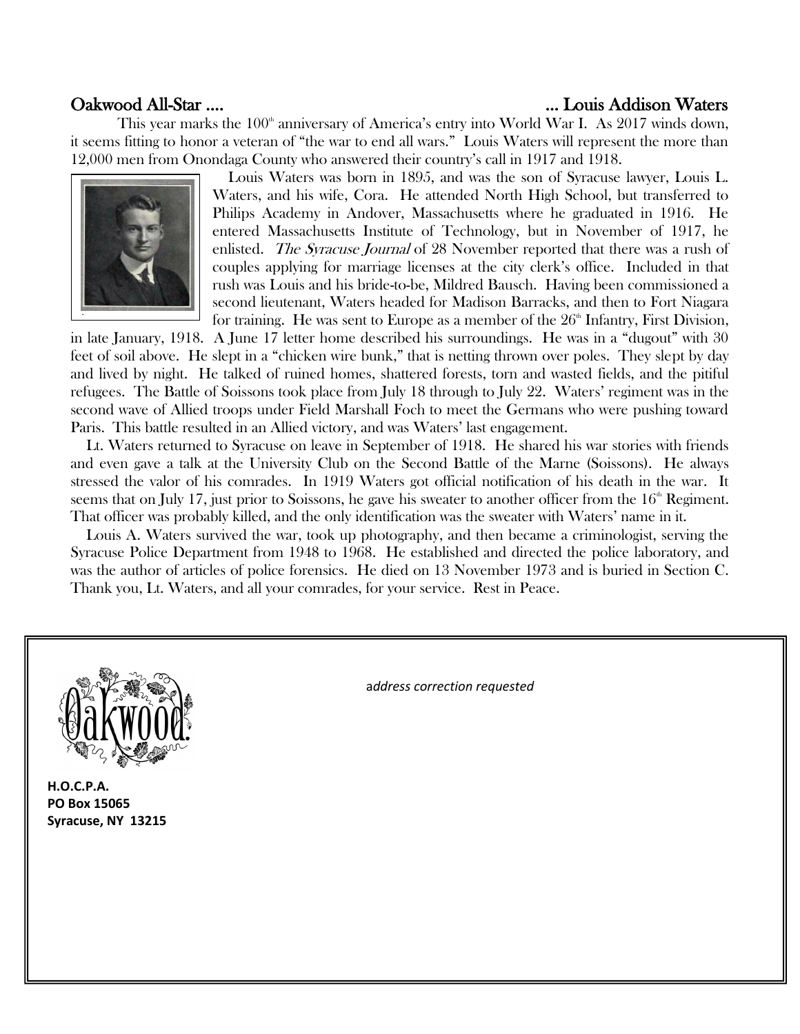## Oakwood All-Star .... ... Louis Addison Waters

This year marks the 100th anniversary of America's entry into World War I. As 2017 winds down, it seems fitting to honor a veteran of "the war to end all wars." Louis Waters will represent the more than 12,000 men from Onondaga County who answered their country's call in 1917 and 1918.

Louis Waters was born in 1895, and was the son of Syracuse lawyer, Louis L. Waters, and his wife, Cora. He attended North High School, but transferred to Philips Academy in Andover, Massachusetts where he graduated in 1916. He entered Massachusetts Institute of Technology, but in November of 1917, he enlisted. *The Syracuse Journal* of 28 November reported that there was a rush of couples applying for marriage licenses at the city clerk's office. Included in that rush was Louis and his bride-to-be, Mildred Bausch. Having been commissioned a second lieutenant, Waters headed for Madison Barracks, and then to Fort Niagara for training. He was sent to Europe as a member of the 26th Infantry, First Division, in late January, 1918. A June 17 letter home described his surroundings. He was in a "dugout" with 30 feet of soil above. He slept in a "chicken wire bunk," that is netting thrown over poles. They slept by day and lived by night. He talked of ruined homes, shattered forests, torn and wasted fields, and the pitiful refugees. The Battle of Soissons took place from July 18 through to July 22. Waters' regiment was in the second wave of Allied troops under Field Marshall Foch to meet the Germans who were pushing toward Paris. This battle resulted in an Allied victory, and was Waters' last engagement.

Lt. Waters returned to Syracuse on leave in September of 1918. He shared his war stories with friends and even gave a talk at the University Club on the Second Battle of the Marne (Soissons). He always stressed the valor of his comrades. In 1919 Waters got official notification of his death in the war. It seems that on July 17, just prior to Soissons, he gave his sweater to another officer from the 16th Regiment. That officer was probably killed, and the only identification was the sweater with Waters' name in it.

Louis A. Waters survived the war, took up photography, and then became a criminologist, serving the Syracuse Police Department from 1948 to 1968. He established and directed the police laboratory, and was the author of articles of police forensics. He died on 13 November 1973 and is buried in Section C. Thank you, Lt. Waters, and all your comrades, for your service. Rest in Peace.

Oakwood

*address correction requested*

**H.O.C.P.A.**
**PO Box 15065**
**Syracuse, NY 13215**